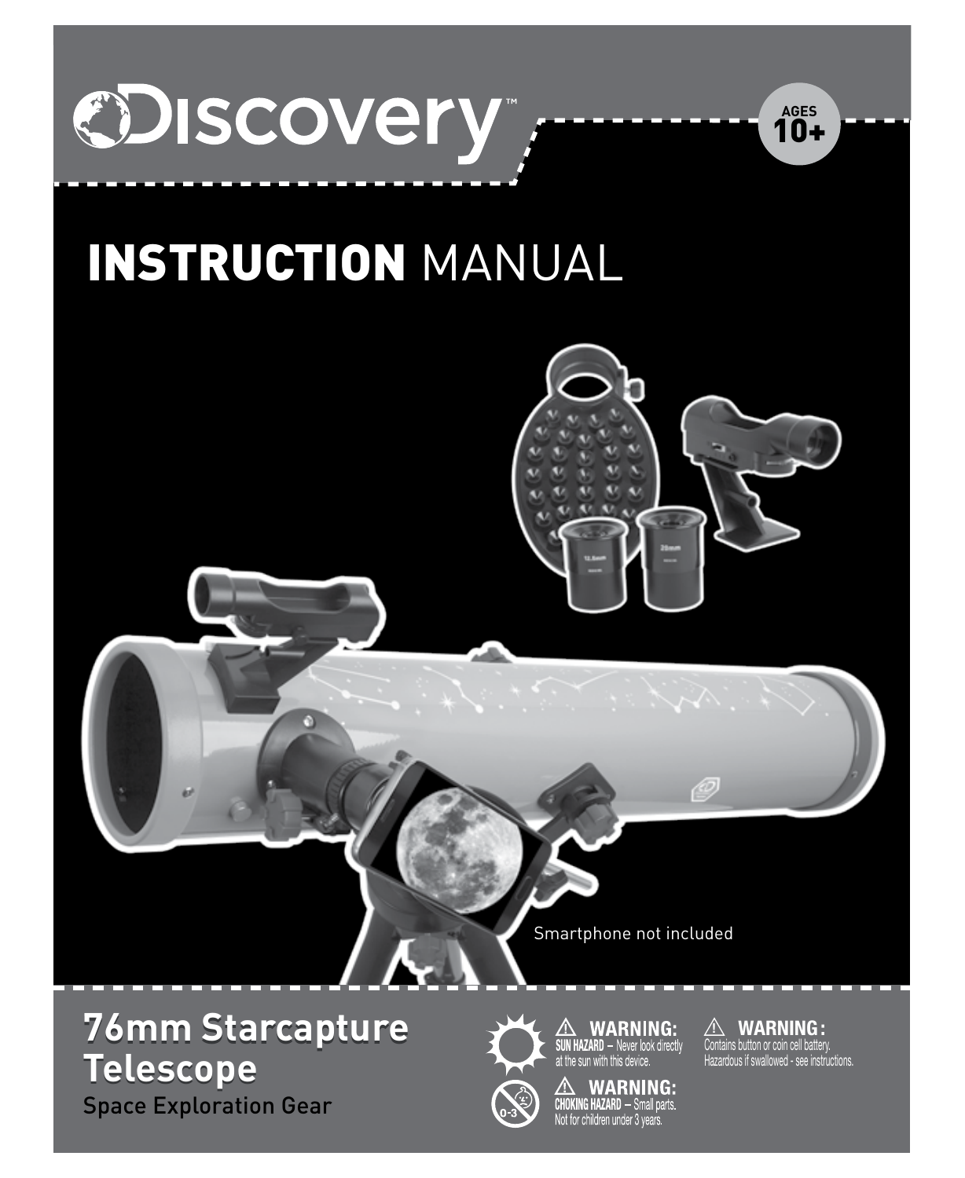# Discovery™

AGES 10+

# INSTRUCTION MANUAL

Smartphone not included

## 76mm Starcapture Telescope

Space Exploration Gear

⚠ **WARNING:**
**SUN HAZARD –** Never look directly at the sun with this device.

⚠ **WARNING:**
**CHOKING HAZARD –** Small parts. Not for children under 3 years.

⚠ **WARNING:**
Contains button or coin cell battery. Hazardous if swallowed - see instructions.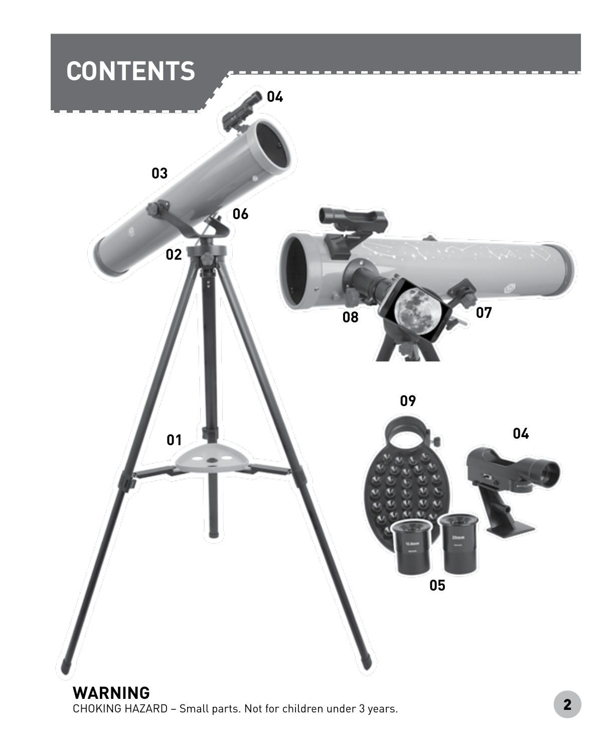# CONTENTS

04

03

06

02

08

07

01

09

04

05

**WARNING**

CHOKING HAZARD – Small parts. Not for children under 3 years.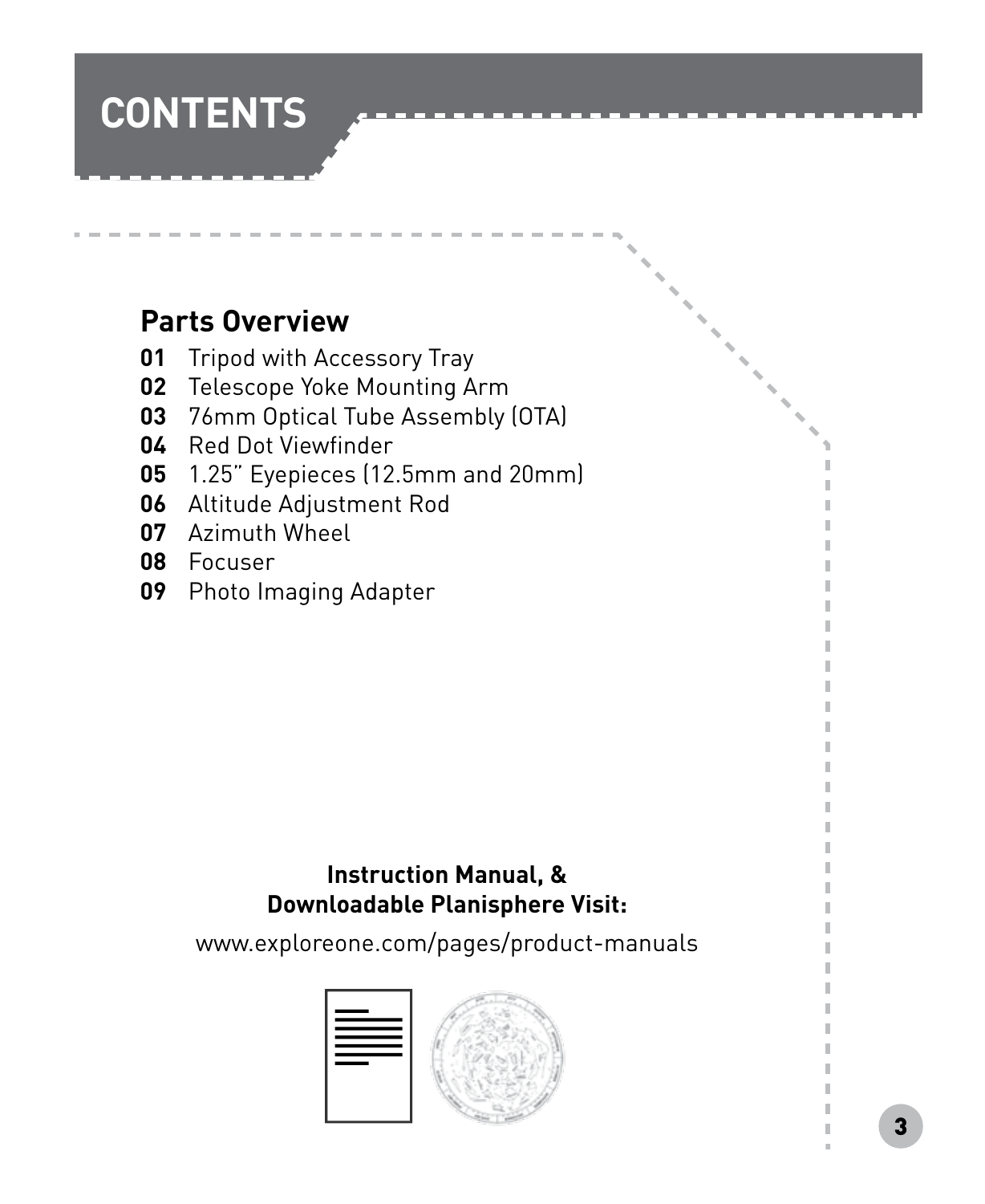# CONTENTS

## Parts Overview

**01** Tripod with Accessory Tray
**02** Telescope Yoke Mounting Arm
**03** 76mm Optical Tube Assembly (OTA)
**04** Red Dot Viewfinder
**05** 1.25" Eyepieces (12.5mm and 20mm)
**06** Altitude Adjustment Rod
**07** Azimuth Wheel
**08** Focuser
**09** Photo Imaging Adapter

**Instruction Manual, &**
**Downloadable Planisphere Visit:**

www.exploreone.com/pages/product-manuals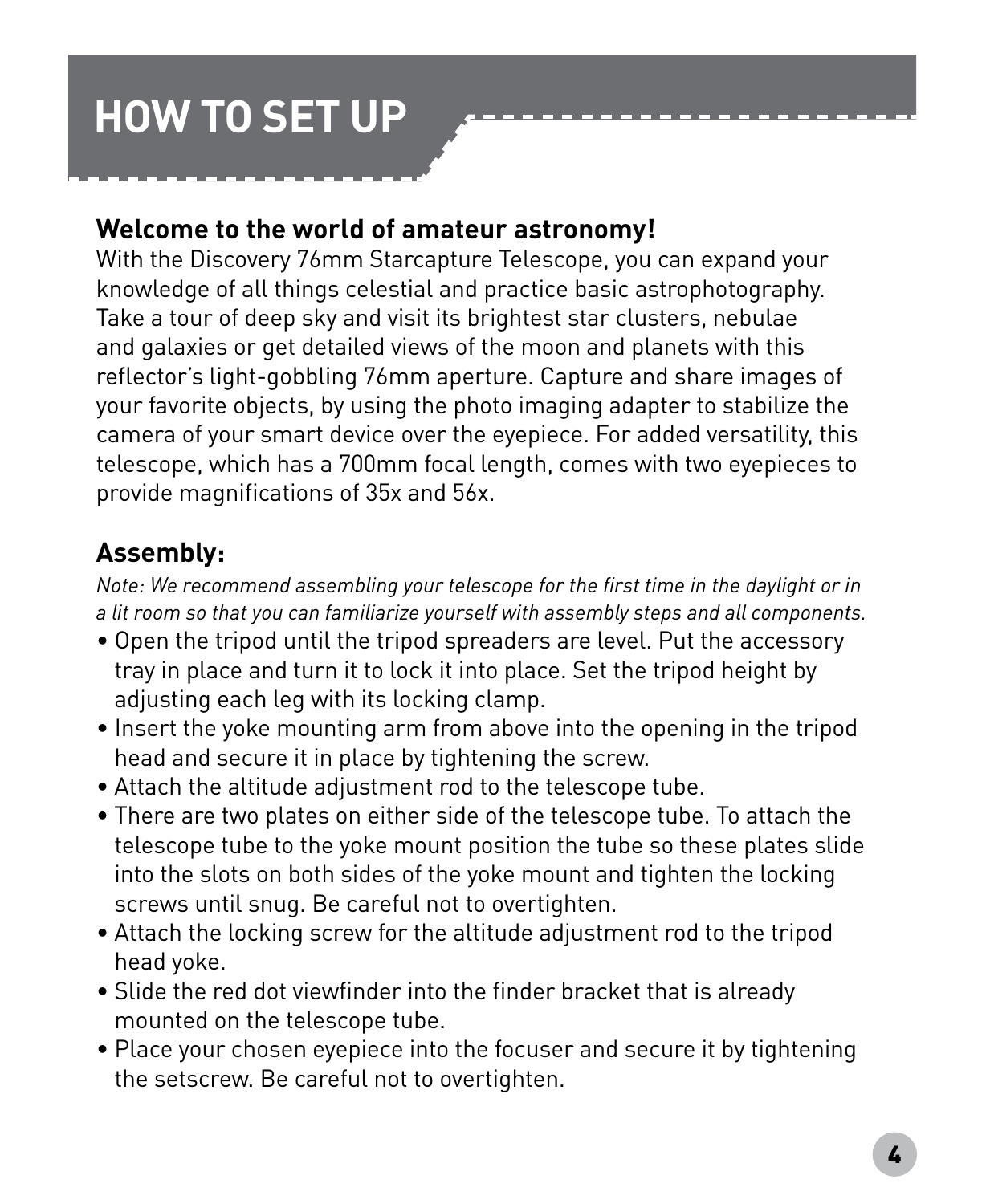# HOW TO SET UP

## Welcome to the world of amateur astronomy!

With the Discovery 76mm Starcapture Telescope, you can expand your knowledge of all things celestial and practice basic astrophotography. Take a tour of deep sky and visit its brightest star clusters, nebulae and galaxies or get detailed views of the moon and planets with this reflector's light-gobbling 76mm aperture. Capture and share images of your favorite objects, by using the photo imaging adapter to stabilize the camera of your smart device over the eyepiece. For added versatility, this telescope, which has a 700mm focal length, comes with two eyepieces to provide magnifications of 35x and 56x.

## Assembly:

*Note: We recommend assembling your telescope for the first time in the daylight or in a lit room so that you can familiarize yourself with assembly steps and all components.*

- Open the tripod until the tripod spreaders are level. Put the accessory tray in place and turn it to lock it into place. Set the tripod height by adjusting each leg with its locking clamp.
- Insert the yoke mounting arm from above into the opening in the tripod head and secure it in place by tightening the screw.
- Attach the altitude adjustment rod to the telescope tube.
- There are two plates on either side of the telescope tube. To attach the telescope tube to the yoke mount position the tube so these plates slide into the slots on both sides of the yoke mount and tighten the locking screws until snug. Be careful not to overtighten.
- Attach the locking screw for the altitude adjustment rod to the tripod head yoke.
- Slide the red dot viewfinder into the finder bracket that is already mounted on the telescope tube.
- Place your chosen eyepiece into the focuser and secure it by tightening the setscrew. Be careful not to overtighten.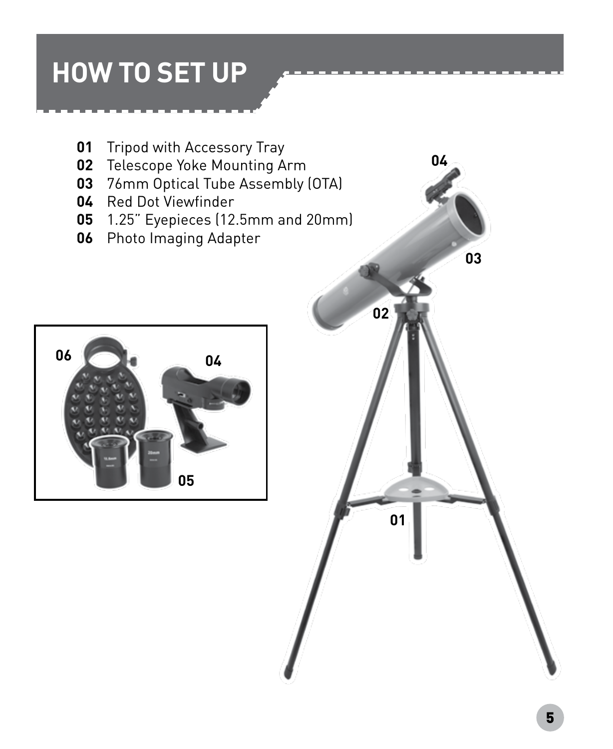# HOW TO SET UP

- **01** Tripod with Accessory Tray
- **02** Telescope Yoke Mounting Arm
- **03** 76mm Optical Tube Assembly (OTA)
- **04** Red Dot Viewfinder
- **05** 1.25" Eyepieces (12.5mm and 20mm)
- **06** Photo Imaging Adapter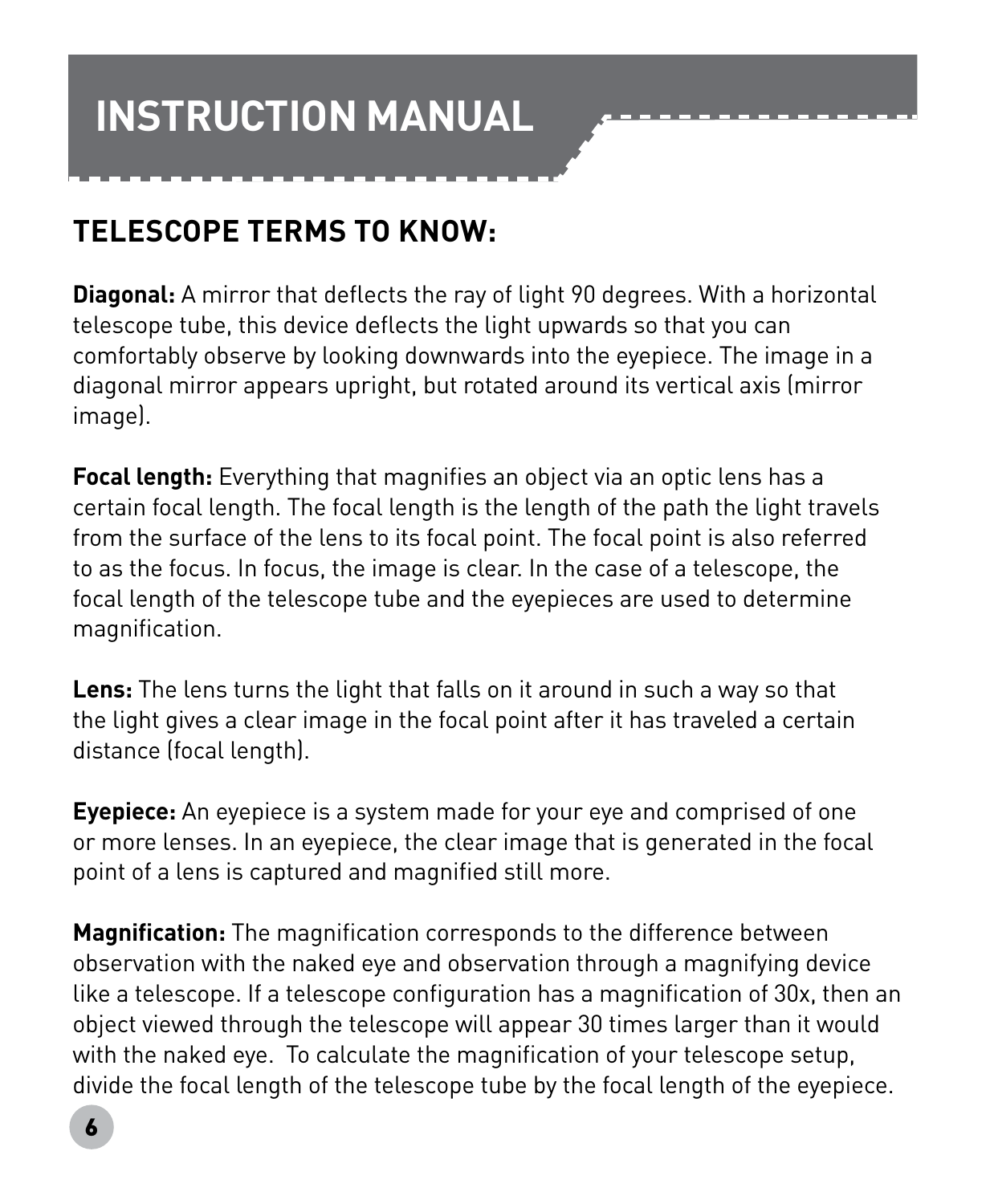# INSTRUCTION MANUAL

## TELESCOPE TERMS TO KNOW:

**Diagonal:** A mirror that deflects the ray of light 90 degrees. With a horizontal telescope tube, this device deflects the light upwards so that you can comfortably observe by looking downwards into the eyepiece. The image in a diagonal mirror appears upright, but rotated around its vertical axis (mirror image).

**Focal length:** Everything that magnifies an object via an optic lens has a certain focal length. The focal length is the length of the path the light travels from the surface of the lens to its focal point. The focal point is also referred to as the focus. In focus, the image is clear. In the case of a telescope, the focal length of the telescope tube and the eyepieces are used to determine magnification.

**Lens:** The lens turns the light that falls on it around in such a way so that the light gives a clear image in the focal point after it has traveled a certain distance (focal length).

**Eyepiece:** An eyepiece is a system made for your eye and comprised of one or more lenses. In an eyepiece, the clear image that is generated in the focal point of a lens is captured and magnified still more.

**Magnification:** The magnification corresponds to the difference between observation with the naked eye and observation through a magnifying device like a telescope. If a telescope configuration has a magnification of 30x, then an object viewed through the telescope will appear 30 times larger than it would with the naked eye. To calculate the magnification of your telescope setup, divide the focal length of the telescope tube by the focal length of the eyepiece.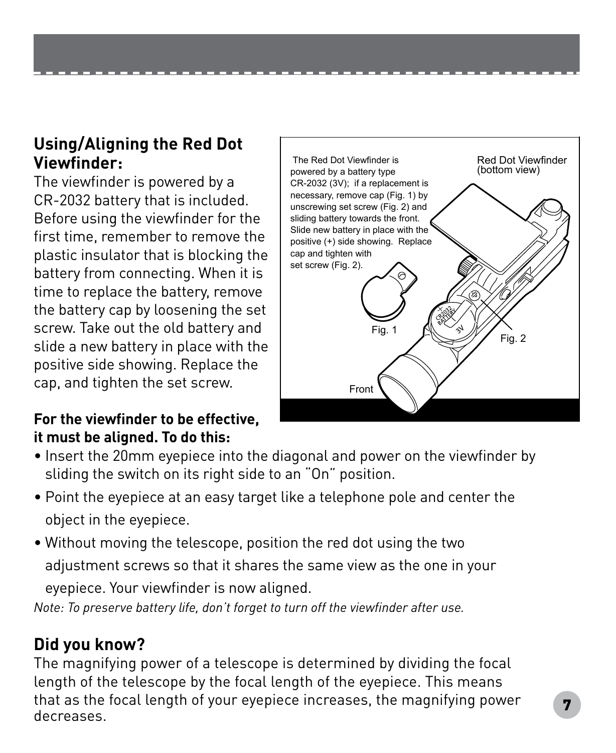## Using/Aligning the Red Dot Viewfinder:

The viewfinder is powered by a CR-2032 battery that is included. Before using the viewfinder for the first time, remember to remove the plastic insulator that is blocking the battery from connecting. When it is time to replace the battery, remove the battery cap by loosening the set screw. Take out the old battery and slide a new battery in place with the positive side showing. Replace the cap, and tighten the set screw.

The Red Dot Viewfinder is powered by a battery type CR-2032 (3V); if a replacement is necessary, remove cap (Fig. 1) by unscrewing set screw (Fig. 2) and sliding battery towards the front. Slide new battery in place with the positive (+) side showing. Replace cap and tighten with set screw (Fig. 2).

Red Dot Viewfinder (bottom view)

Fig. 1

Fig. 2

Front

**For the viewfinder to be effective, it must be aligned. To do this:**

- Insert the 20mm eyepiece into the diagonal and power on the viewfinder by sliding the switch on its right side to an "On" position.
- Point the eyepiece at an easy target like a telephone pole and center the object in the eyepiece.
- Without moving the telescope, position the red dot using the two adjustment screws so that it shares the same view as the one in your eyepiece. Your viewfinder is now aligned.

*Note: To preserve battery life, don't forget to turn off the viewfinder after use.*

## Did you know?

The magnifying power of a telescope is determined by dividing the focal length of the telescope by the focal length of the eyepiece. This means that as the focal length of your eyepiece increases, the magnifying power decreases.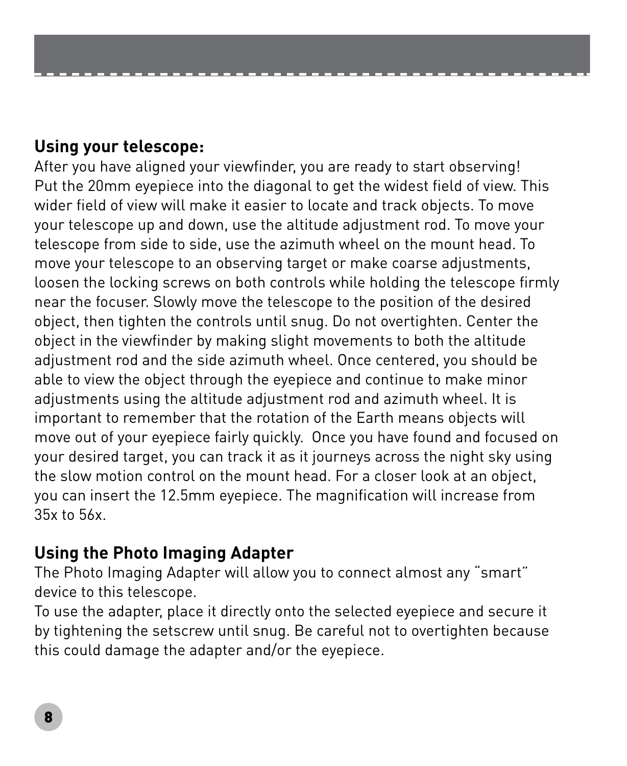## Using your telescope:

After you have aligned your viewfinder, you are ready to start observing!
Put the 20mm eyepiece into the diagonal to get the widest field of view. This wider field of view will make it easier to locate and track objects. To move your telescope up and down, use the altitude adjustment rod. To move your telescope from side to side, use the azimuth wheel on the mount head. To move your telescope to an observing target or make coarse adjustments, loosen the locking screws on both controls while holding the telescope firmly near the focuser. Slowly move the telescope to the position of the desired object, then tighten the controls until snug. Do not overtighten. Center the object in the viewfinder by making slight movements to both the altitude adjustment rod and the side azimuth wheel. Once centered, you should be able to view the object through the eyepiece and continue to make minor adjustments using the altitude adjustment rod and azimuth wheel. It is important to remember that the rotation of the Earth means objects will move out of your eyepiece fairly quickly. Once you have found and focused on your desired target, you can track it as it journeys across the night sky using the slow motion control on the mount head. For a closer look at an object, you can insert the 12.5mm eyepiece. The magnification will increase from 35x to 56x.

## Using the Photo Imaging Adapter

The Photo Imaging Adapter will allow you to connect almost any "smart" device to this telescope.
To use the adapter, place it directly onto the selected eyepiece and secure it by tightening the setscrew until snug. Be careful not to overtighten because this could damage the adapter and/or the eyepiece.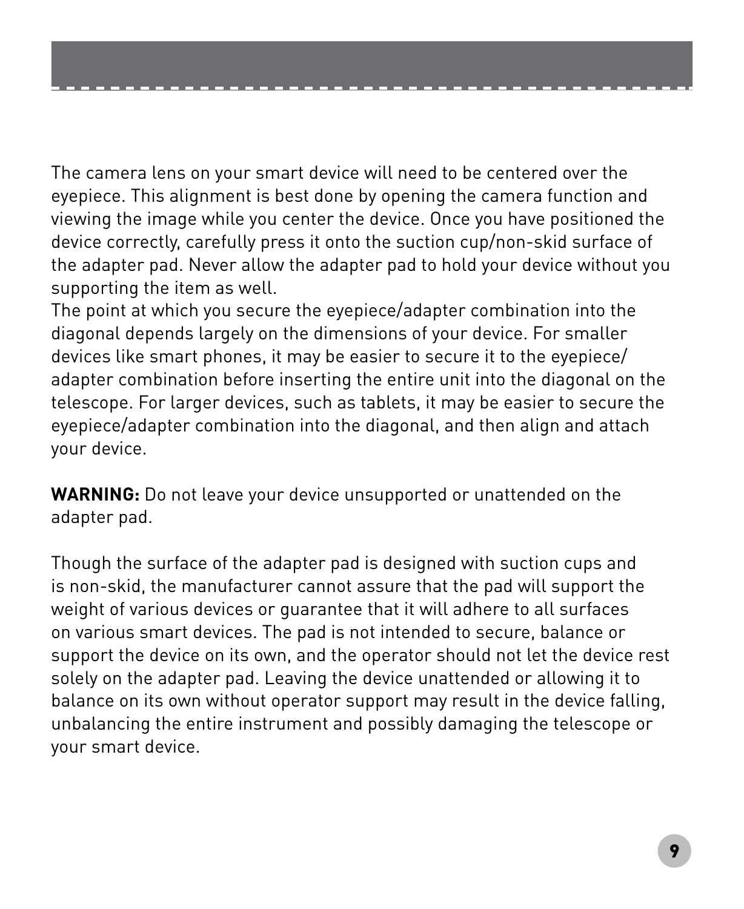The camera lens on your smart device will need to be centered over the eyepiece. This alignment is best done by opening the camera function and viewing the image while you center the device. Once you have positioned the device correctly, carefully press it onto the suction cup/non-skid surface of the adapter pad. Never allow the adapter pad to hold your device without you supporting the item as well.

The point at which you secure the eyepiece/adapter combination into the diagonal depends largely on the dimensions of your device. For smaller devices like smart phones, it may be easier to secure it to the eyepiece/adapter combination before inserting the entire unit into the diagonal on the telescope. For larger devices, such as tablets, it may be easier to secure the eyepiece/adapter combination into the diagonal, and then align and attach your device.

**WARNING:** Do not leave your device unsupported or unattended on the adapter pad.

Though the surface of the adapter pad is designed with suction cups and is non-skid, the manufacturer cannot assure that the pad will support the weight of various devices or guarantee that it will adhere to all surfaces on various smart devices. The pad is not intended to secure, balance or support the device on its own, and the operator should not let the device rest solely on the adapter pad. Leaving the device unattended or allowing it to balance on its own without operator support may result in the device falling, unbalancing the entire instrument and possibly damaging the telescope or your smart device.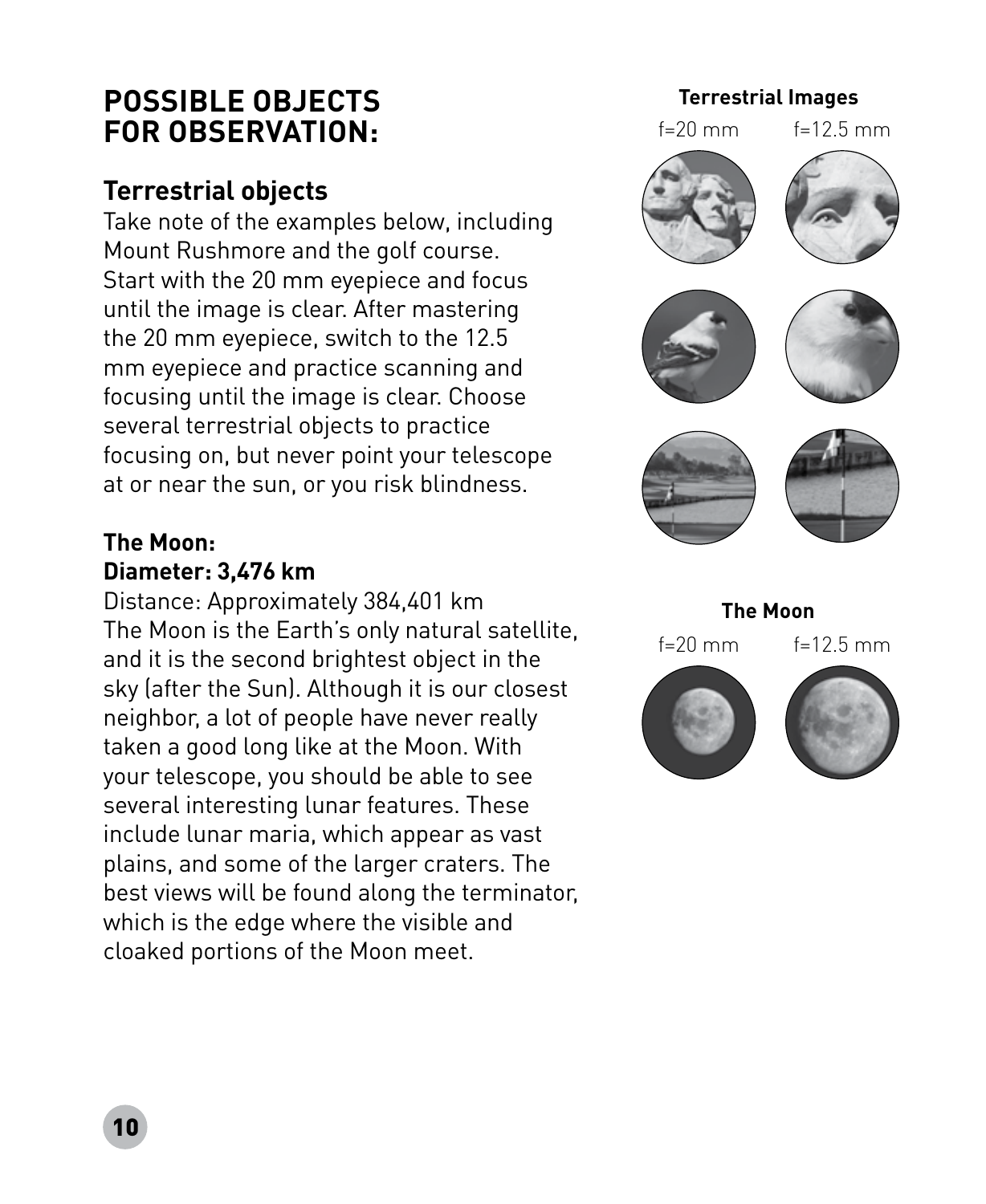# POSSIBLE OBJECTS FOR OBSERVATION:

## Terrestrial objects

Take note of the examples below, including Mount Rushmore and the golf course. Start with the 20 mm eyepiece and focus until the image is clear. After mastering the 20 mm eyepiece, switch to the 12.5 mm eyepiece and practice scanning and focusing until the image is clear. Choose several terrestrial objects to practice focusing on, but never point your telescope at or near the sun, or you risk blindness.

**The Moon:**
**Diameter: 3,476 km**

Distance: Approximately 384,401 km
The Moon is the Earth's only natural satellite, and it is the second brightest object in the sky (after the Sun). Although it is our closest neighbor, a lot of people have never really taken a good long like at the Moon. With your telescope, you should be able to see several interesting lunar features. These include lunar maria, which appear as vast plains, and some of the larger craters. The best views will be found along the terminator, which is the edge where the visible and cloaked portions of the Moon meet.

**Terrestrial Images**

f=20 mm
f=12.5 mm

**The Moon**

f=20 mm
f=12.5 mm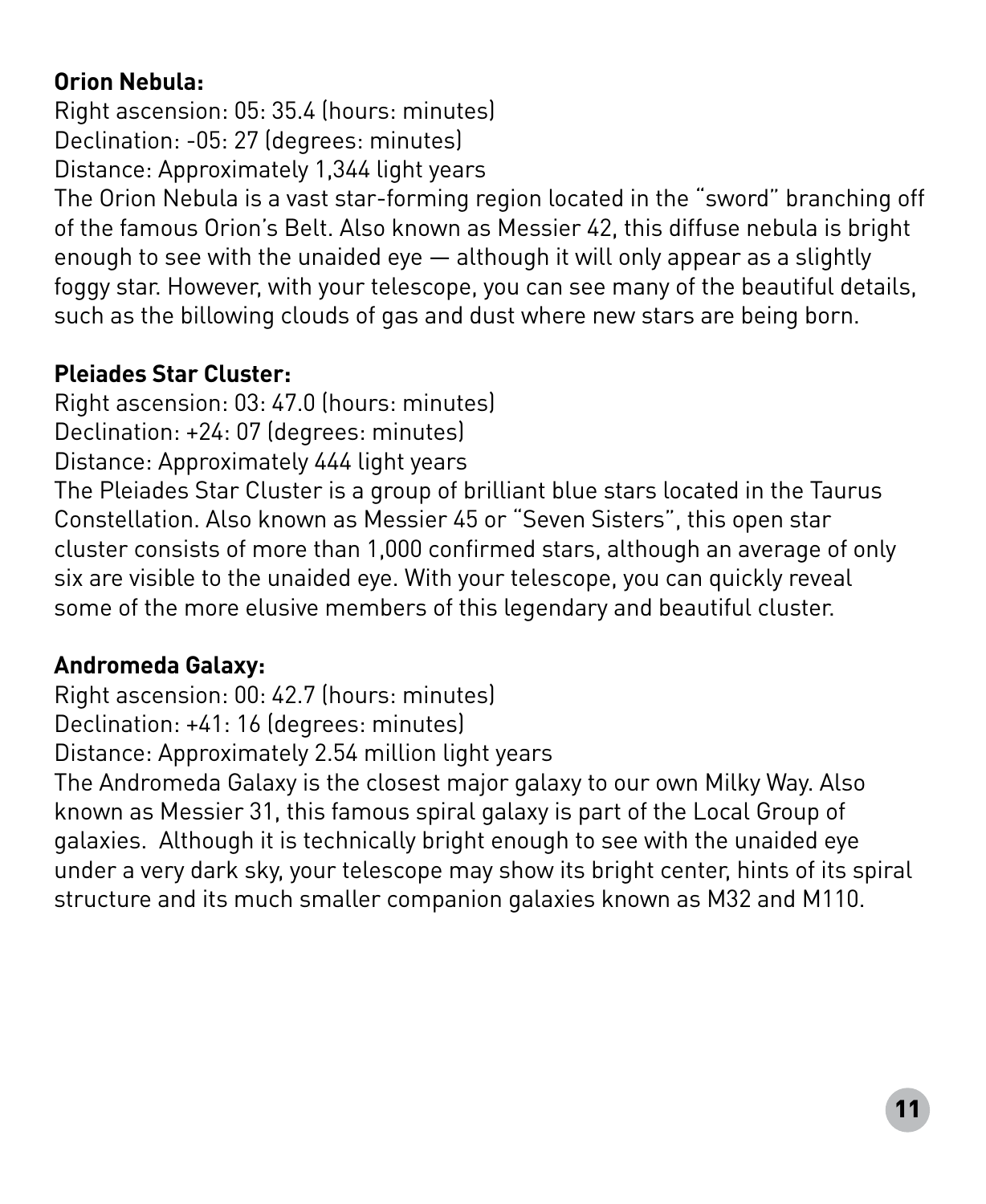**Orion Nebula:**

Right ascension: 05: 35.4 (hours: minutes)
Declination: -05: 27 (degrees: minutes)
Distance: Approximately 1,344 light years
The Orion Nebula is a vast star-forming region located in the "sword" branching off of the famous Orion's Belt. Also known as Messier 42, this diffuse nebula is bright enough to see with the unaided eye — although it will only appear as a slightly foggy star. However, with your telescope, you can see many of the beautiful details, such as the billowing clouds of gas and dust where new stars are being born.

**Pleiades Star Cluster:**

Right ascension: 03: 47.0 (hours: minutes)
Declination: +24: 07 (degrees: minutes)
Distance: Approximately 444 light years
The Pleiades Star Cluster is a group of brilliant blue stars located in the Taurus Constellation. Also known as Messier 45 or "Seven Sisters", this open star cluster consists of more than 1,000 confirmed stars, although an average of only six are visible to the unaided eye. With your telescope, you can quickly reveal some of the more elusive members of this legendary and beautiful cluster.

**Andromeda Galaxy:**

Right ascension: 00: 42.7 (hours: minutes)
Declination: +41: 16 (degrees: minutes)
Distance: Approximately 2.54 million light years
The Andromeda Galaxy is the closest major galaxy to our own Milky Way. Also known as Messier 31, this famous spiral galaxy is part of the Local Group of galaxies. Although it is technically bright enough to see with the unaided eye under a very dark sky, your telescope may show its bright center, hints of its spiral structure and its much smaller companion galaxies known as M32 and M110.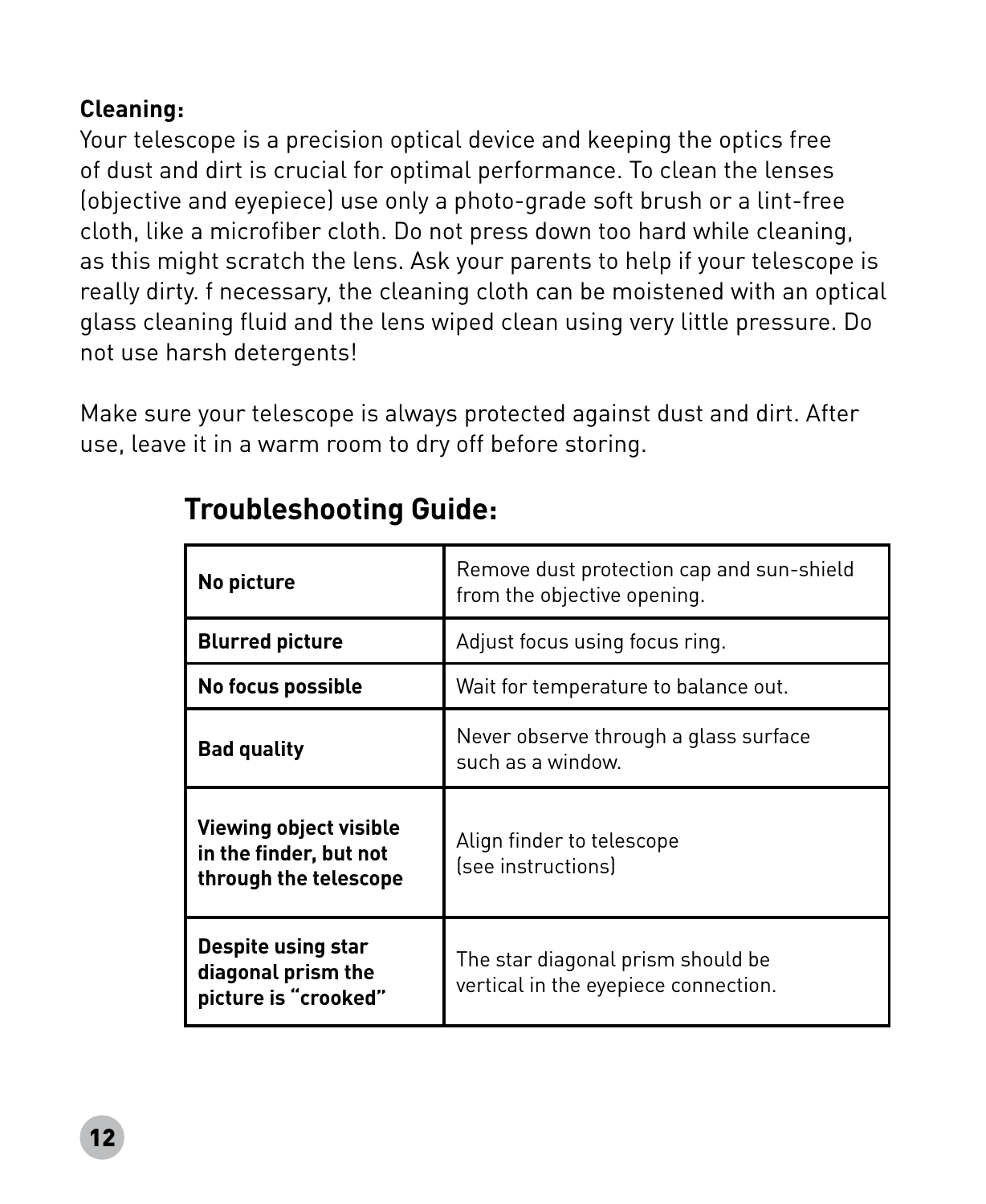**Cleaning:**
Your telescope is a precision optical device and keeping the optics free of dust and dirt is crucial for optimal performance. To clean the lenses (objective and eyepiece) use only a photo-grade soft brush or a lint-free cloth, like a microfiber cloth. Do not press down too hard while cleaning, as this might scratch the lens. Ask your parents to help if your telescope is really dirty. f necessary, the cleaning cloth can be moistened with an optical glass cleaning fluid and the lens wiped clean using very little pressure. Do not use harsh detergents!

Make sure your telescope is always protected against dust and dirt. After use, leave it in a warm room to dry off before storing.

## Troubleshooting Guide:

| | |
|---|---|
| **No picture** | Remove dust protection cap and sun-shield from the objective opening. |
| **Blurred picture** | Adjust focus using focus ring. |
| **No focus possible** | Wait for temperature to balance out. |
| **Bad quality** | Never observe through a glass surface such as a window. |
| **Viewing object visible in the finder, but not through the telescope** | Align finder to telescope (see instructions) |
| **Despite using star diagonal prism the picture is "crooked"** | The star diagonal prism should be vertical in the eyepiece connection. |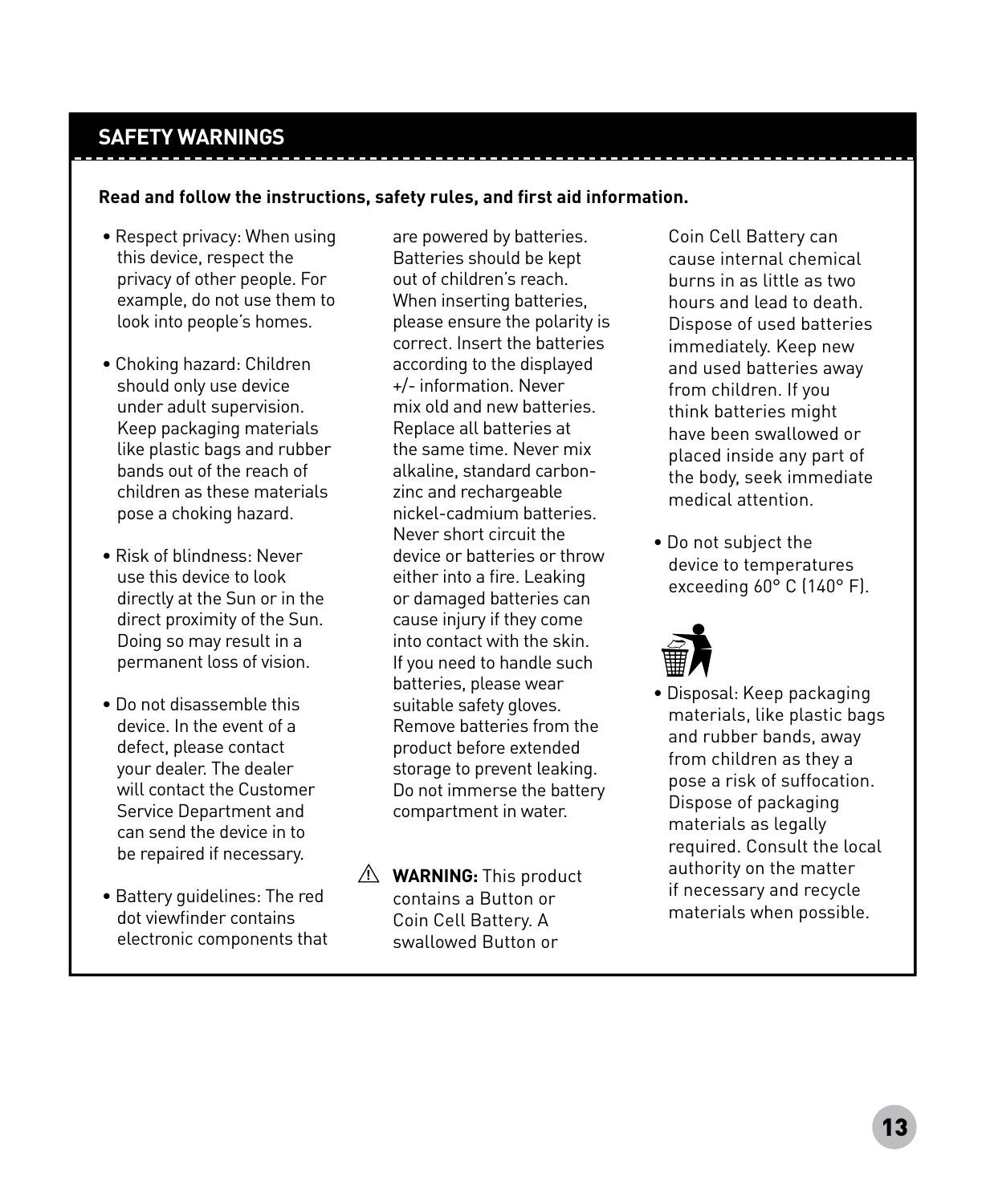## SAFETY WARNINGS

**Read and follow the instructions, safety rules, and first aid information.**

- Respect privacy: When using this device, respect the privacy of other people. For example, do not use them to look into people's homes.
- Choking hazard: Children should only use device under adult supervision. Keep packaging materials like plastic bags and rubber bands out of the reach of children as these materials pose a choking hazard.
- Risk of blindness: Never use this device to look directly at the Sun or in the direct proximity of the Sun. Doing so may result in a permanent loss of vision.
- Do not disassemble this device. In the event of a defect, please contact your dealer. The dealer will contact the Customer Service Department and can send the device in to be repaired if necessary.
- Battery guidelines: The red dot viewfinder contains electronic components that are powered by batteries. Batteries should be kept out of children's reach. When inserting batteries, please ensure the polarity is correct. Insert the batteries according to the displayed +/- information. Never mix old and new batteries. Replace all batteries at the same time. Never mix alkaline, standard carbon-zinc and rechargeable nickel-cadmium batteries. Never short circuit the device or batteries or throw either into a fire. Leaking or damaged batteries can cause injury if they come into contact with the skin. If you need to handle such batteries, please wear suitable safety gloves. Remove batteries from the product before extended storage to prevent leaking. Do not immerse the battery compartment in water.

⚠ **WARNING:** This product contains a Button or Coin Cell Battery. A swallowed Button or Coin Cell Battery can cause internal chemical burns in as little as two hours and lead to death. Dispose of used batteries immediately. Keep new and used batteries away from children. If you think batteries might have been swallowed or placed inside any part of the body, seek immediate medical attention.

- Do not subject the device to temperatures exceeding 60° C (140° F).

- Disposal: Keep packaging materials, like plastic bags and rubber bands, away from children as they a pose a risk of suffocation. Dispose of packaging materials as legally required. Consult the local authority on the matter if necessary and recycle materials when possible.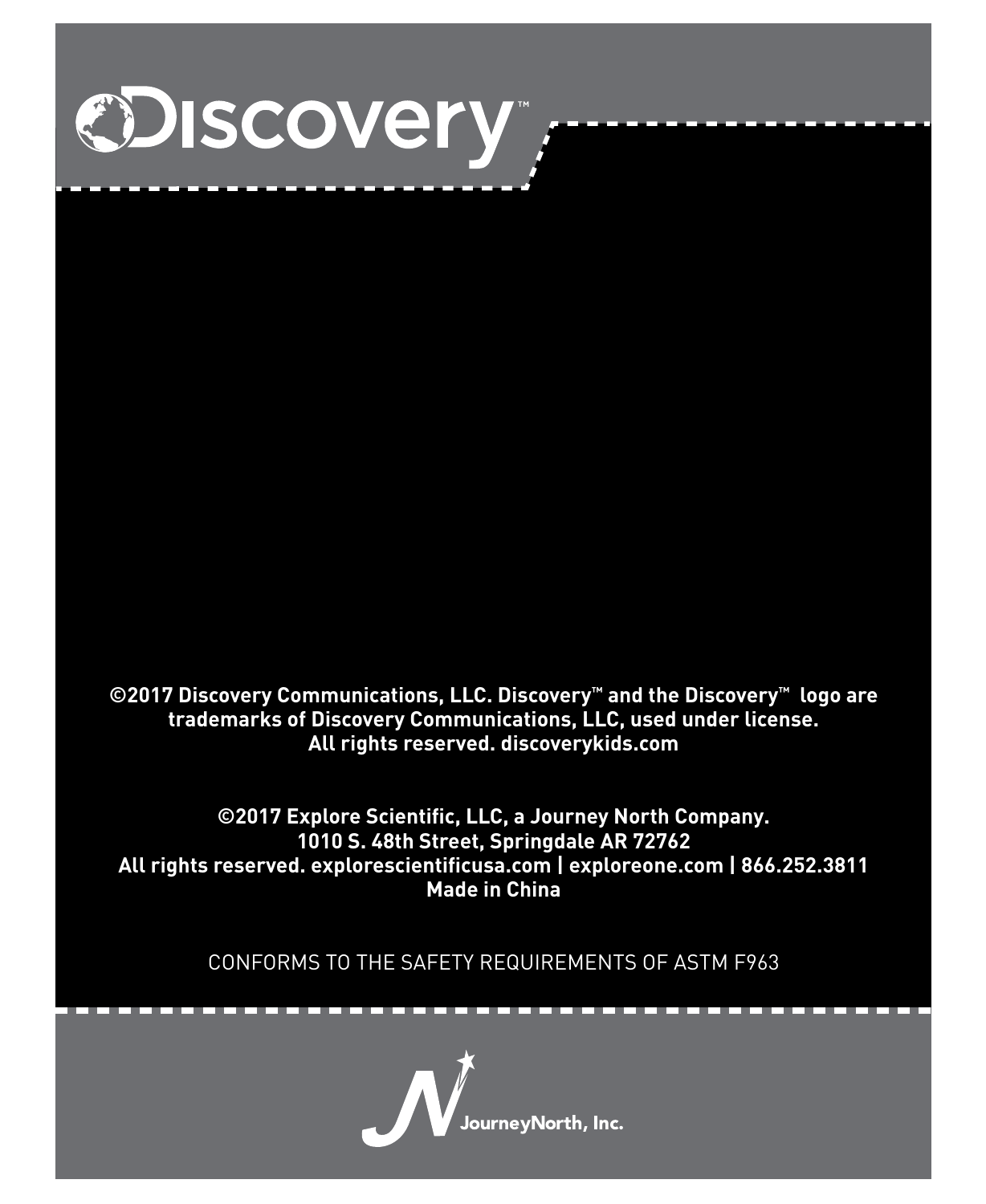Discovery™

©2017 Discovery Communications, LLC. Discovery™ and the Discovery™ logo are trademarks of Discovery Communications, LLC, used under license. All rights reserved. discoverykids.com

©2017 Explore Scientific, LLC, a Journey North Company.
1010 S. 48th Street, Springdale AR 72762
All rights reserved. explorescientificusa.com | exploreone.com | 866.252.3811
Made in China

CONFORMS TO THE SAFETY REQUIREMENTS OF ASTM F963

JourneyNorth, Inc.